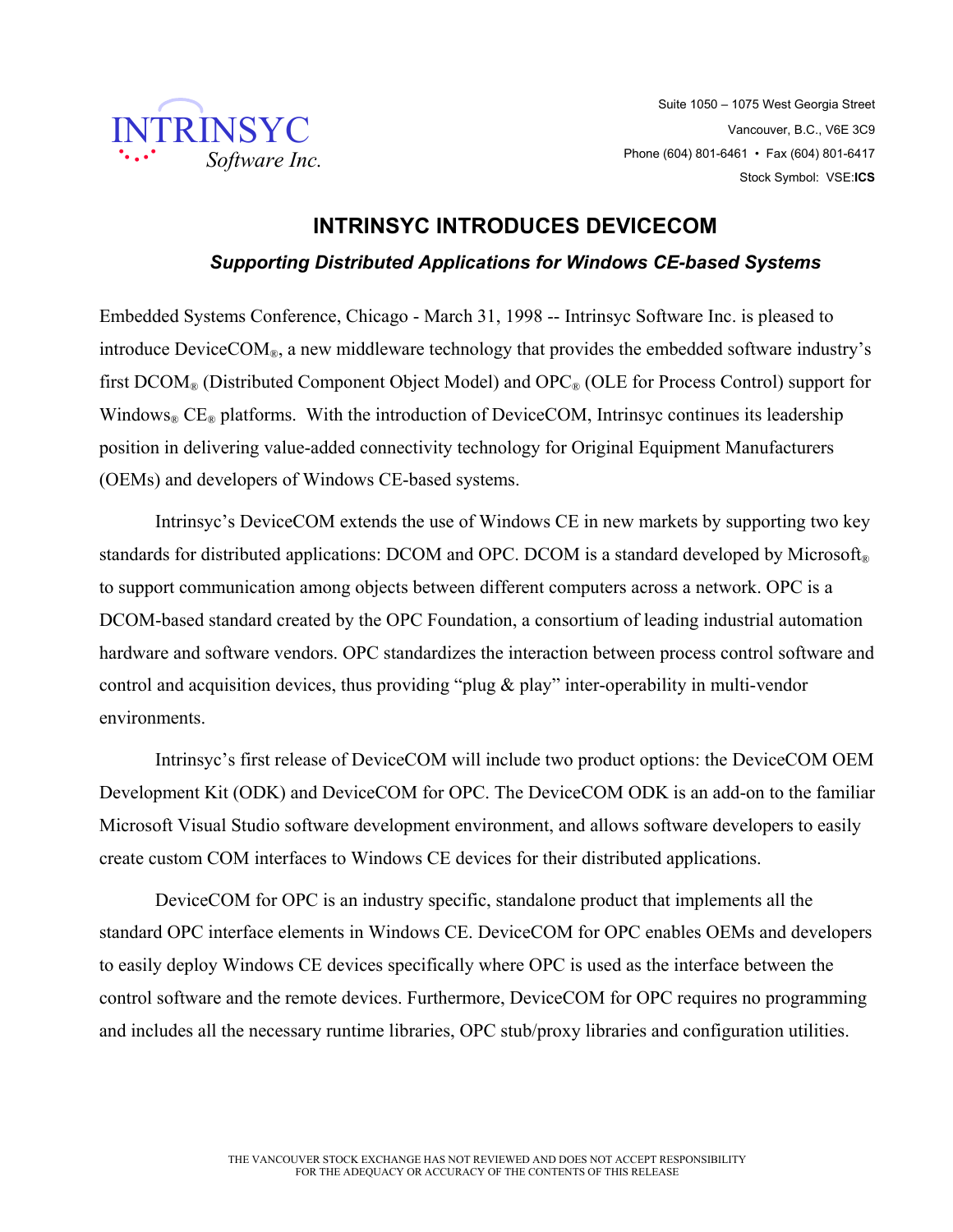INTRINSYC
Software Inc.

Suite 1050 – 1075 West Georgia Street
Vancouver, B.C., V6E 3C9
Phone (604) 801-6461 • Fax (604) 801-6417
Stock Symbol: VSE:**ICS**

# INTRINSYC INTRODUCES DEVICECOM

## *Supporting Distributed Applications for Windows CE-based Systems*

Embedded Systems Conference, Chicago - March 31, 1998 -- Intrinsyc Software Inc. is pleased to introduce DeviceCOM®, a new middleware technology that provides the embedded software industry's first DCOM® (Distributed Component Object Model) and OPC® (OLE for Process Control) support for Windows® CE® platforms. With the introduction of DeviceCOM, Intrinsyc continues its leadership position in delivering value-added connectivity technology for Original Equipment Manufacturers (OEMs) and developers of Windows CE-based systems.

Intrinsyc's DeviceCOM extends the use of Windows CE in new markets by supporting two key standards for distributed applications: DCOM and OPC. DCOM is a standard developed by Microsoft® to support communication among objects between different computers across a network. OPC is a DCOM-based standard created by the OPC Foundation, a consortium of leading industrial automation hardware and software vendors. OPC standardizes the interaction between process control software and control and acquisition devices, thus providing "plug & play" inter-operability in multi-vendor environments.

Intrinsyc's first release of DeviceCOM will include two product options: the DeviceCOM OEM Development Kit (ODK) and DeviceCOM for OPC. The DeviceCOM ODK is an add-on to the familiar Microsoft Visual Studio software development environment, and allows software developers to easily create custom COM interfaces to Windows CE devices for their distributed applications.

DeviceCOM for OPC is an industry specific, standalone product that implements all the standard OPC interface elements in Windows CE. DeviceCOM for OPC enables OEMs and developers to easily deploy Windows CE devices specifically where OPC is used as the interface between the control software and the remote devices. Furthermore, DeviceCOM for OPC requires no programming and includes all the necessary runtime libraries, OPC stub/proxy libraries and configuration utilities.

THE VANCOUVER STOCK EXCHANGE HAS NOT REVIEWED AND DOES NOT ACCEPT RESPONSIBILITY FOR THE ADEQUACY OR ACCURACY OF THE CONTENTS OF THIS RELEASE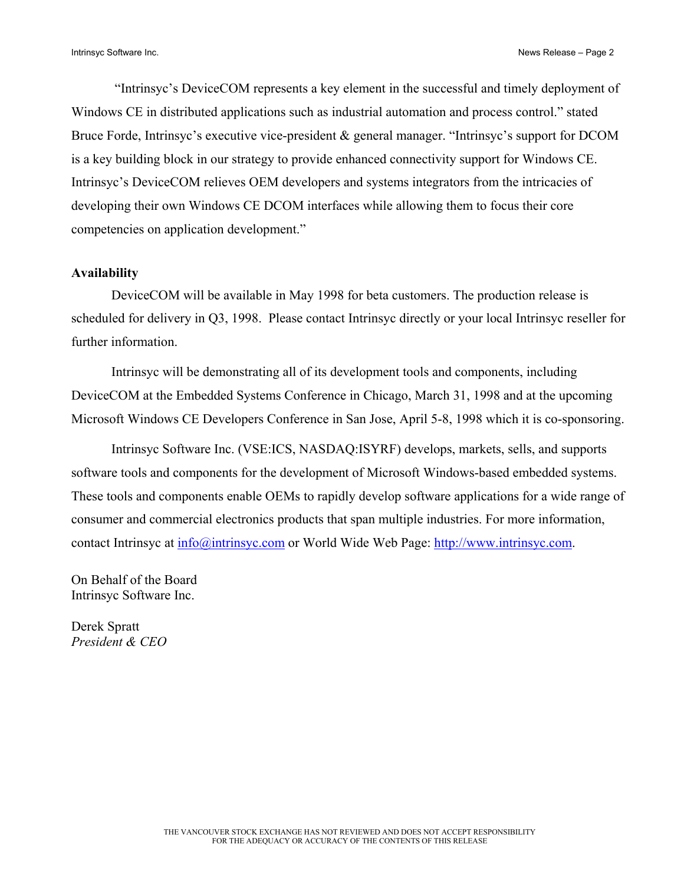"Intrinsyc's DeviceCOM represents a key element in the successful and timely deployment of Windows CE in distributed applications such as industrial automation and process control." stated Bruce Forde, Intrinsyc's executive vice-president & general manager. "Intrinsyc's support for DCOM is a key building block in our strategy to provide enhanced connectivity support for Windows CE. Intrinsyc's DeviceCOM relieves OEM developers and systems integrators from the intricacies of developing their own Windows CE DCOM interfaces while allowing them to focus their core competencies on application development."

**Availability**

DeviceCOM will be available in May 1998 for beta customers. The production release is scheduled for delivery in Q3, 1998. Please contact Intrinsyc directly or your local Intrinsyc reseller for further information.

Intrinsyc will be demonstrating all of its development tools and components, including DeviceCOM at the Embedded Systems Conference in Chicago, March 31, 1998 and at the upcoming Microsoft Windows CE Developers Conference in San Jose, April 5-8, 1998 which it is co-sponsoring.

Intrinsyc Software Inc. (VSE:ICS, NASDAQ:ISYRF) develops, markets, sells, and supports software tools and components for the development of Microsoft Windows-based embedded systems. These tools and components enable OEMs to rapidly develop software applications for a wide range of consumer and commercial electronics products that span multiple industries. For more information, contact Intrinsyc at info@intrinsyc.com or World Wide Web Page: http://www.intrinsyc.com.

On Behalf of the Board
Intrinsyc Software Inc.

Derek Spratt
*President & CEO*

THE VANCOUVER STOCK EXCHANGE HAS NOT REVIEWED AND DOES NOT ACCEPT RESPONSIBILITY FOR THE ADEQUACY OR ACCURACY OF THE CONTENTS OF THIS RELEASE